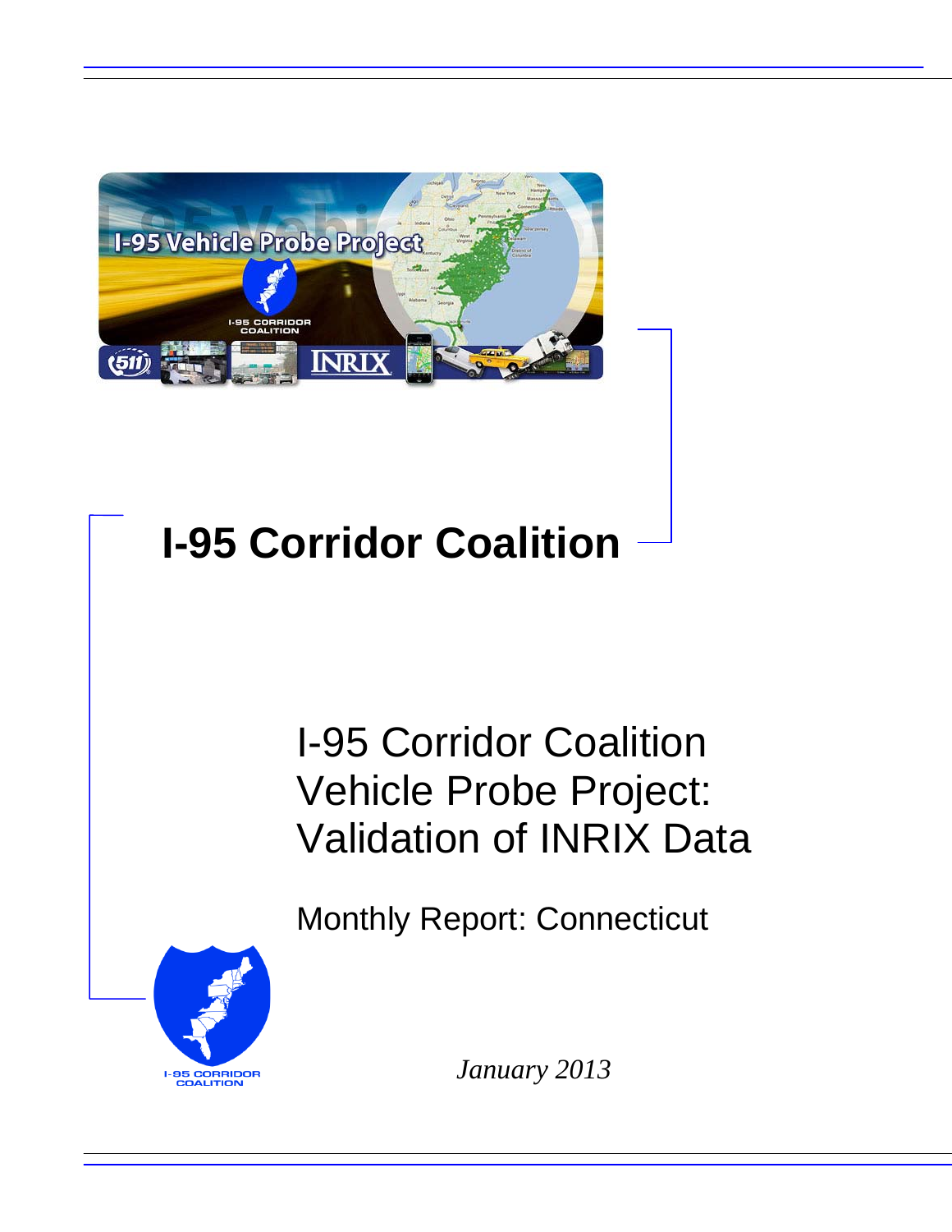# I-95 Corridor Coalition

## I-95 Corridor Coalition Vehicle Probe Project: Validation of INRIX Data

Monthly Report: Connecticut

*January 2013*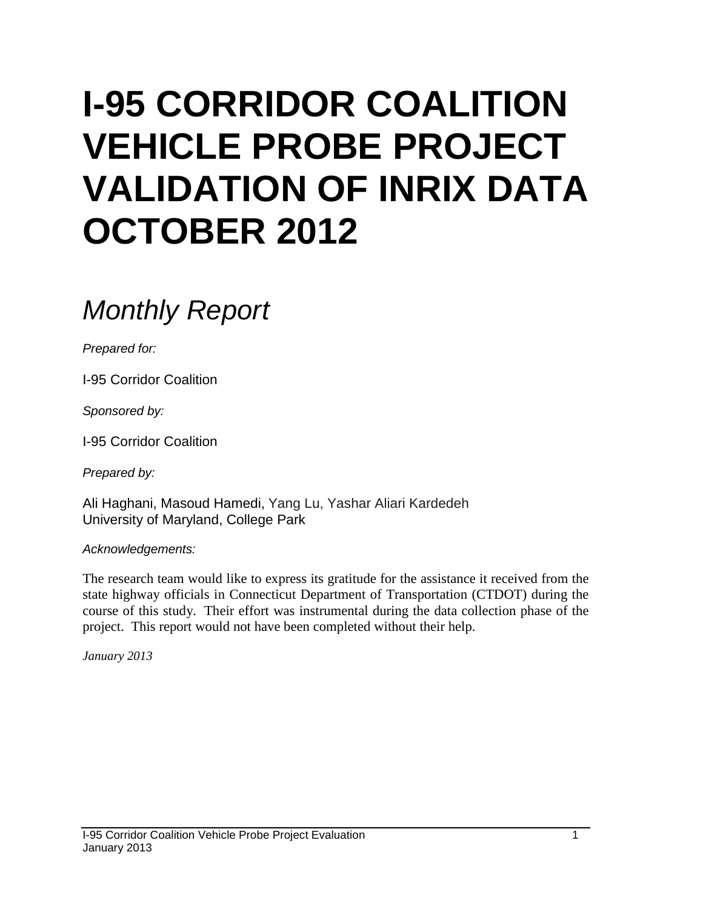# I-95 CORRIDOR COALITION VEHICLE PROBE PROJECT VALIDATION OF INRIX DATA OCTOBER 2012

## *Monthly Report*

*Prepared for:*

I-95 Corridor Coalition

*Sponsored by:*

I-95 Corridor Coalition

*Prepared by:*

Ali Haghani, Masoud Hamedi, Yang Lu, Yashar Aliari Kardedeh
University of Maryland, College Park

*Acknowledgements:*

The research team would like to express its gratitude for the assistance it received from the state highway officials in Connecticut Department of Transportation (CTDOT) during the course of this study. Their effort was instrumental during the data collection phase of the project. This report would not have been completed without their help.

*January 2013*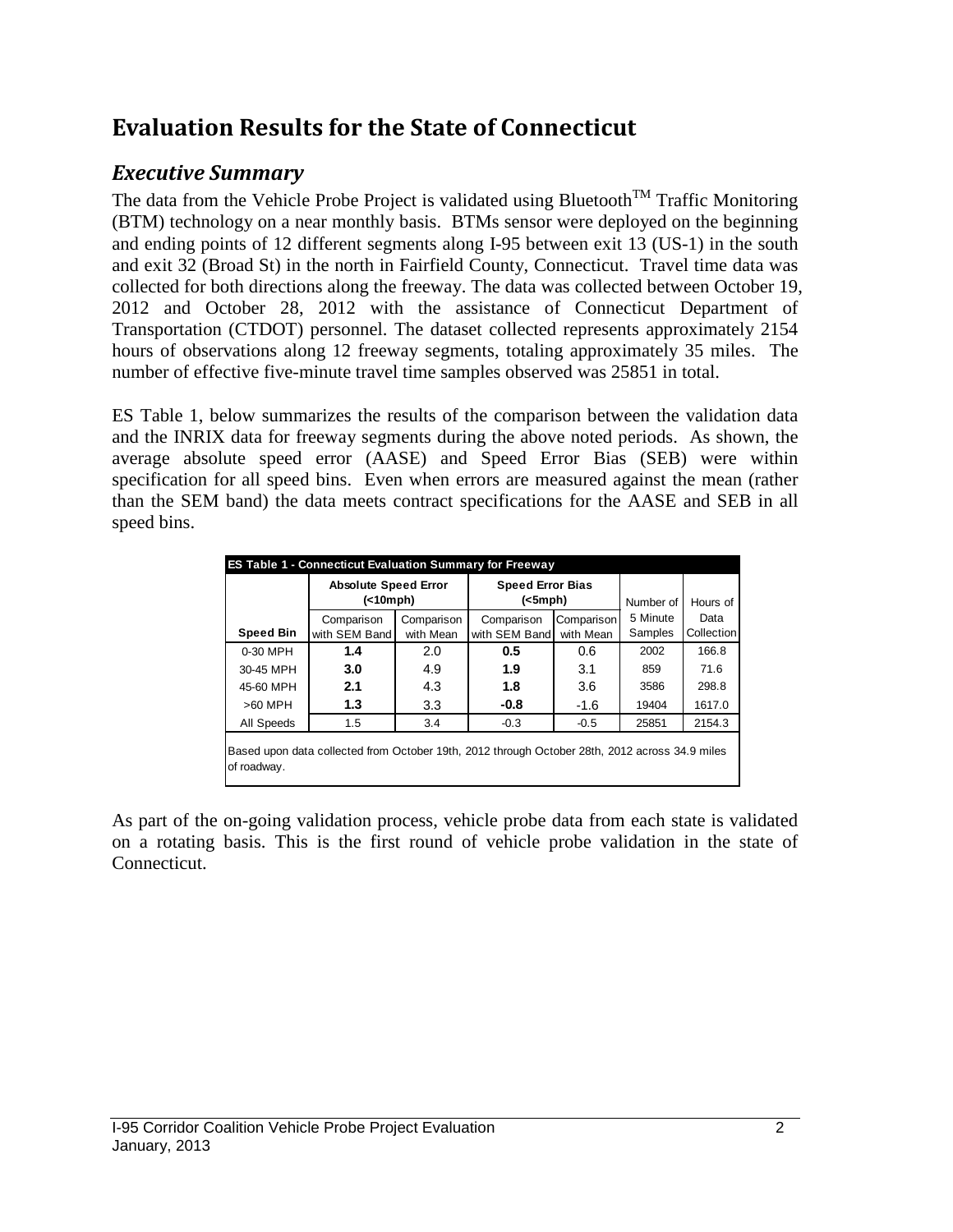# Evaluation Results for the State of Connecticut

## *Executive Summary*

The data from the Vehicle Probe Project is validated using Bluetooth$^{TM}$ Traffic Monitoring (BTM) technology on a near monthly basis. BTMs sensor were deployed on the beginning and ending points of 12 different segments along I-95 between exit 13 (US-1) in the south and exit 32 (Broad St) in the north in Fairfield County, Connecticut. Travel time data was collected for both directions along the freeway. The data was collected between October 19, 2012 and October 28, 2012 with the assistance of Connecticut Department of Transportation (CTDOT) personnel. The dataset collected represents approximately 2154 hours of observations along 12 freeway segments, totaling approximately 35 miles. The number of effective five-minute travel time samples observed was 25851 in total.

ES Table 1, below summarizes the results of the comparison between the validation data and the INRIX data for freeway segments during the above noted periods. As shown, the average absolute speed error (AASE) and Speed Error Bias (SEB) were within specification for all speed bins. Even when errors are measured against the mean (rather than the SEM band) the data meets contract specifications for the AASE and SEB in all speed bins.

**ES Table 1 - Connecticut Evaluation Summary for Freeway**

| | Absolute Speed Error (<10mph) | | Speed Error Bias (<5mph) | | Number of 5 Minute Samples | Hours of Data Collection |
|---|---|---|---|---|---|---|
| **Speed Bin** | Comparison with SEM Band | Comparison with Mean | Comparison with SEM Band | Comparison with Mean | | |
| 0-30 MPH | **1.4** | 2.0 | **0.5** | 0.6 | 2002 | 166.8 |
| 30-45 MPH | **3.0** | 4.9 | **1.9** | 3.1 | 859 | 71.6 |
| 45-60 MPH | **2.1** | 4.3 | **1.8** | 3.6 | 3586 | 298.8 |
| >60 MPH | **1.3** | 3.3 | **-0.8** | -1.6 | 19404 | 1617.0 |
| All Speeds | 1.5 | 3.4 | -0.3 | -0.5 | 25851 | 2154.3 |

Based upon data collected from October 19th, 2012 through October 28th, 2012 across 34.9 miles of roadway.

As part of the on-going validation process, vehicle probe data from each state is validated on a rotating basis. This is the first round of vehicle probe validation in the state of Connecticut.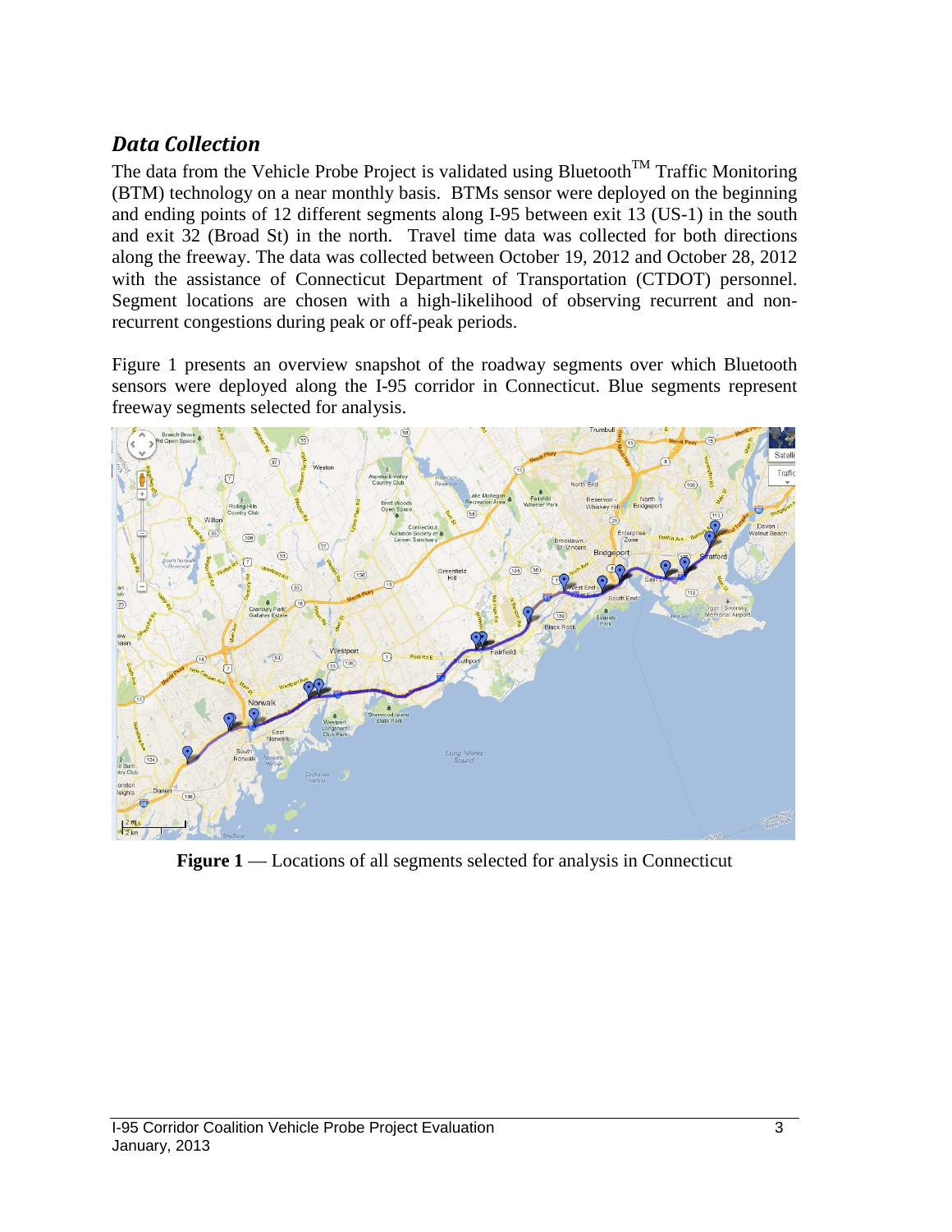## *Data Collection*

The data from the Vehicle Probe Project is validated using Bluetooth™ Traffic Monitoring (BTM) technology on a near monthly basis. BTMs sensor were deployed on the beginning and ending points of 12 different segments along I-95 between exit 13 (US-1) in the south and exit 32 (Broad St) in the north. Travel time data was collected for both directions along the freeway. The data was collected between October 19, 2012 and October 28, 2012 with the assistance of Connecticut Department of Transportation (CTDOT) personnel. Segment locations are chosen with a high-likelihood of observing recurrent and non-recurrent congestions during peak or off-peak periods.

Figure 1 presents an overview snapshot of the roadway segments over which Bluetooth sensors were deployed along the I-95 corridor in Connecticut. Blue segments represent freeway segments selected for analysis.

**Figure 1** — Locations of all segments selected for analysis in Connecticut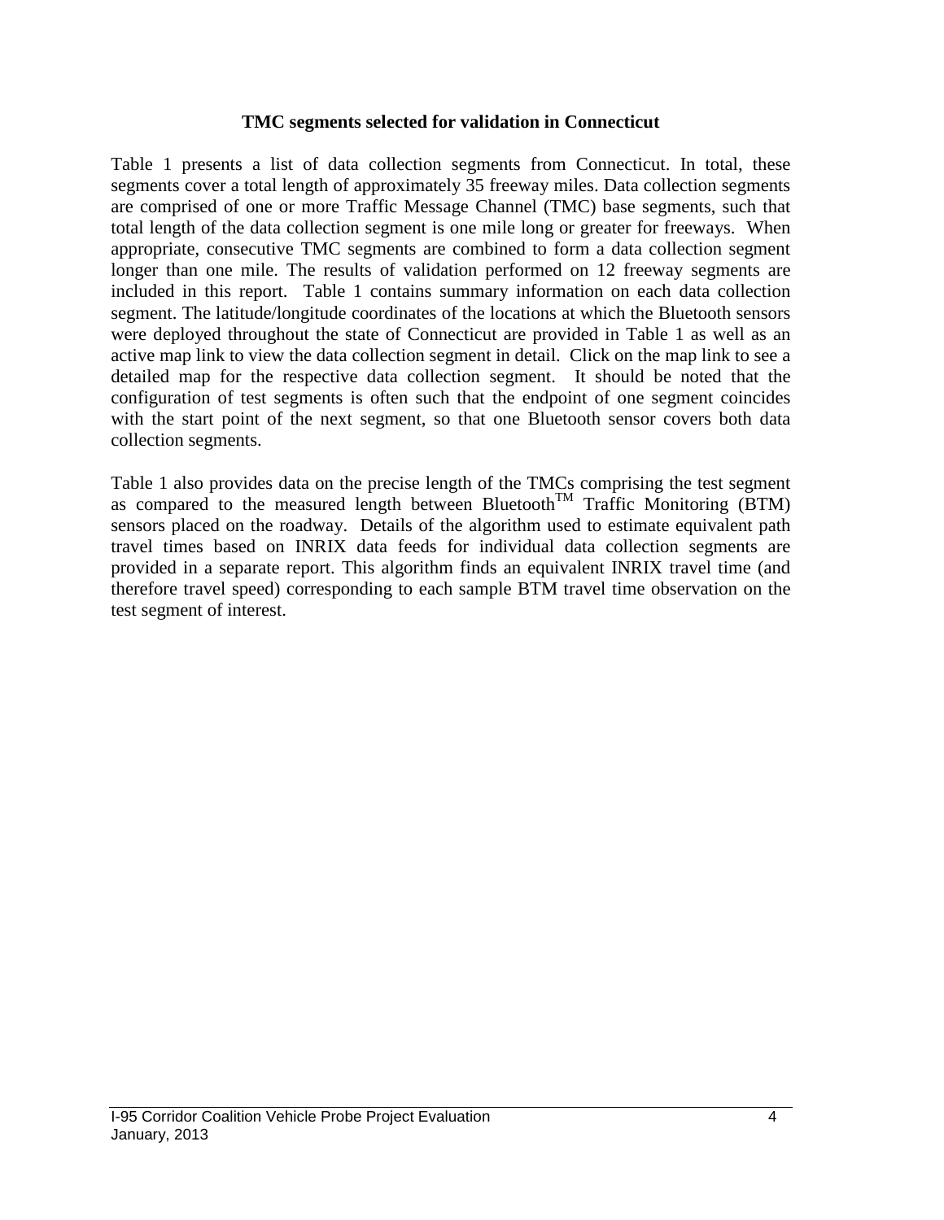**TMC segments selected for validation in Connecticut**

Table 1 presents a list of data collection segments from Connecticut. In total, these segments cover a total length of approximately 35 freeway miles. Data collection segments are comprised of one or more Traffic Message Channel (TMC) base segments, such that total length of the data collection segment is one mile long or greater for freeways. When appropriate, consecutive TMC segments are combined to form a data collection segment longer than one mile. The results of validation performed on 12 freeway segments are included in this report. Table 1 contains summary information on each data collection segment. The latitude/longitude coordinates of the locations at which the Bluetooth sensors were deployed throughout the state of Connecticut are provided in Table 1 as well as an active map link to view the data collection segment in detail. Click on the map link to see a detailed map for the respective data collection segment. It should be noted that the configuration of test segments is often such that the endpoint of one segment coincides with the start point of the next segment, so that one Bluetooth sensor covers both data collection segments.

Table 1 also provides data on the precise length of the TMCs comprising the test segment as compared to the measured length between Bluetooth™ Traffic Monitoring (BTM) sensors placed on the roadway. Details of the algorithm used to estimate equivalent path travel times based on INRIX data feeds for individual data collection segments are provided in a separate report. This algorithm finds an equivalent INRIX travel time (and therefore travel speed) corresponding to each sample BTM travel time observation on the test segment of interest.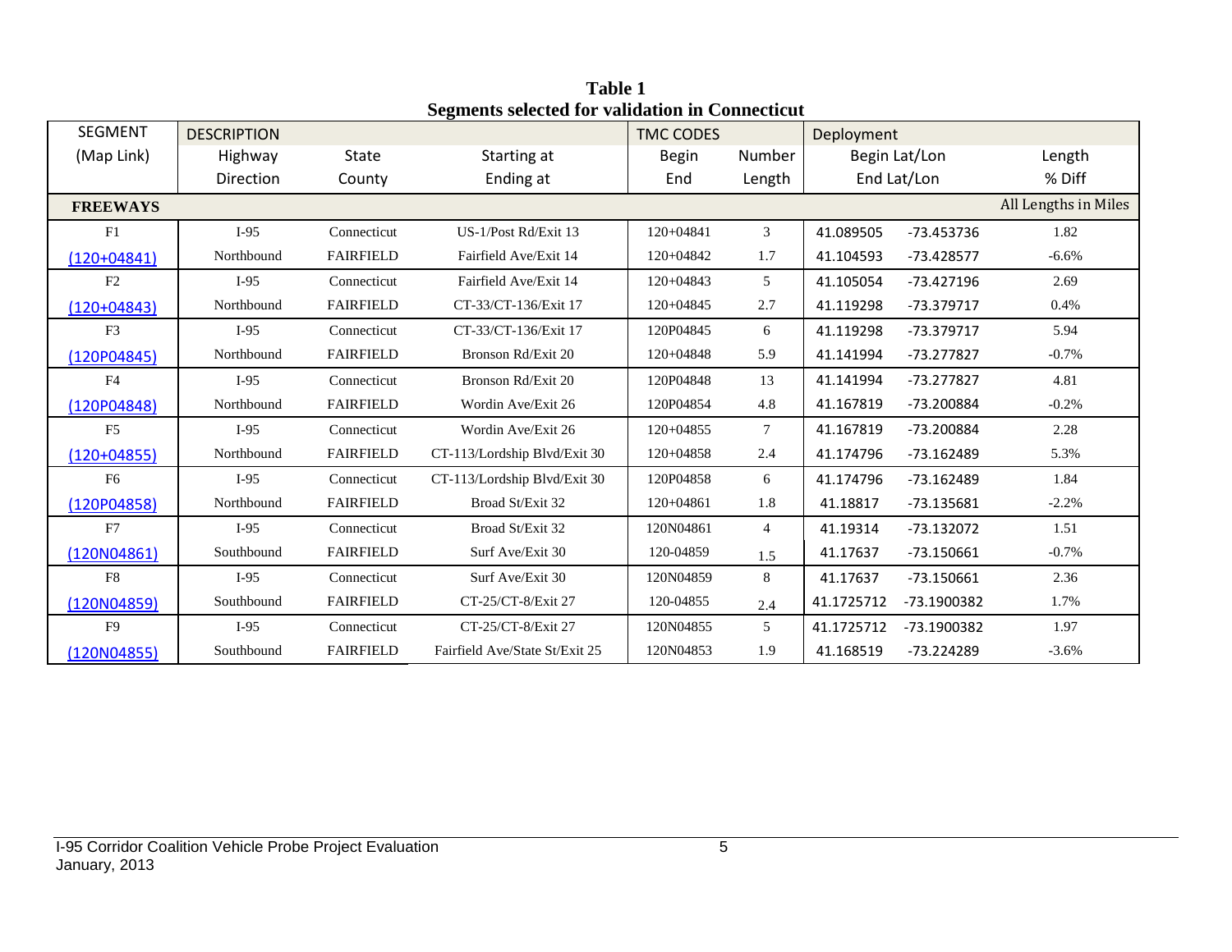**Table 1**
**Segments selected for validation in Connecticut**

| SEGMENT | DESCRIPTION | | | TMC CODES | | Deployment | | |
|---|---|---|---|---|---|---|---|---|
| (Map Link) | Highway<br>Direction | State<br>County | Starting at<br>Ending at | Begin<br>End | Number<br>Length | Begin Lat/Lon<br>End Lat/Lon | | Length<br>% Diff |
| **FREEWAYS** | | | | | | | | All Lengths in Miles |
| F1<br>(120+04841) | I-95<br>Northbound | Connecticut<br>FAIRFIELD | US-1/Post Rd/Exit 13<br>Fairfield Ave/Exit 14 | 120+04841<br>120+04842 | 3<br>1.7 | 41.089505<br>41.104593 | -73.453736<br>-73.428577 | 1.82<br>-6.6% |
| F2<br>(120+04843) | I-95<br>Northbound | Connecticut<br>FAIRFIELD | Fairfield Ave/Exit 14<br>CT-33/CT-136/Exit 17 | 120+04843<br>120+04845 | 5<br>2.7 | 41.105054<br>41.119298 | -73.427196<br>-73.379717 | 2.69<br>0.4% |
| F3<br>(120P04845) | I-95<br>Northbound | Connecticut<br>FAIRFIELD | CT-33/CT-136/Exit 17<br>Bronson Rd/Exit 20 | 120P04845<br>120+04848 | 6<br>5.9 | 41.119298<br>41.141994 | -73.379717<br>-73.277827 | 5.94<br>-0.7% |
| F4<br>(120P04848) | I-95<br>Northbound | Connecticut<br>FAIRFIELD | Bronson Rd/Exit 20<br>Wordin Ave/Exit 26 | 120P04848<br>120P04854 | 13<br>4.8 | 41.141994<br>41.167819 | -73.277827<br>-73.200884 | 4.81<br>-0.2% |
| F5<br>(120+04855) | I-95<br>Northbound | Connecticut<br>FAIRFIELD | Wordin Ave/Exit 26<br>CT-113/Lordship Blvd/Exit 30 | 120+04855<br>120+04858 | 7<br>2.4 | 41.167819<br>41.174796 | -73.200884<br>-73.162489 | 2.28<br>5.3% |
| F6<br>(120P04858) | I-95<br>Northbound | Connecticut<br>FAIRFIELD | CT-113/Lordship Blvd/Exit 30<br>Broad St/Exit 32 | 120P04858<br>120+04861 | 6<br>1.8 | 41.174796<br>41.18817 | -73.162489<br>-73.135681 | 1.84<br>-2.2% |
| F7<br>(120N04861) | I-95<br>Southbound | Connecticut<br>FAIRFIELD | Broad St/Exit 32<br>Surf Ave/Exit 30 | 120N04861<br>120-04859 | 4<br>1.5 | 41.19314<br>41.17637 | -73.132072<br>-73.150661 | 1.51<br>-0.7% |
| F8<br>(120N04859) | I-95<br>Southbound | Connecticut<br>FAIRFIELD | Surf Ave/Exit 30<br>CT-25/CT-8/Exit 27 | 120N04859<br>120-04855 | 8<br>2.4 | 41.17637<br>41.1725712 | -73.150661<br>-73.1900382 | 2.36<br>1.7% |
| F9<br>(120N04855) | I-95<br>Southbound | Connecticut<br>FAIRFIELD | CT-25/CT-8/Exit 27<br>Fairfield Ave/State St/Exit 25 | 120N04855<br>120N04853 | 5<br>1.9 | 41.1725712<br>41.168519 | -73.1900382<br>-73.224289 | 1.97<br>-3.6% |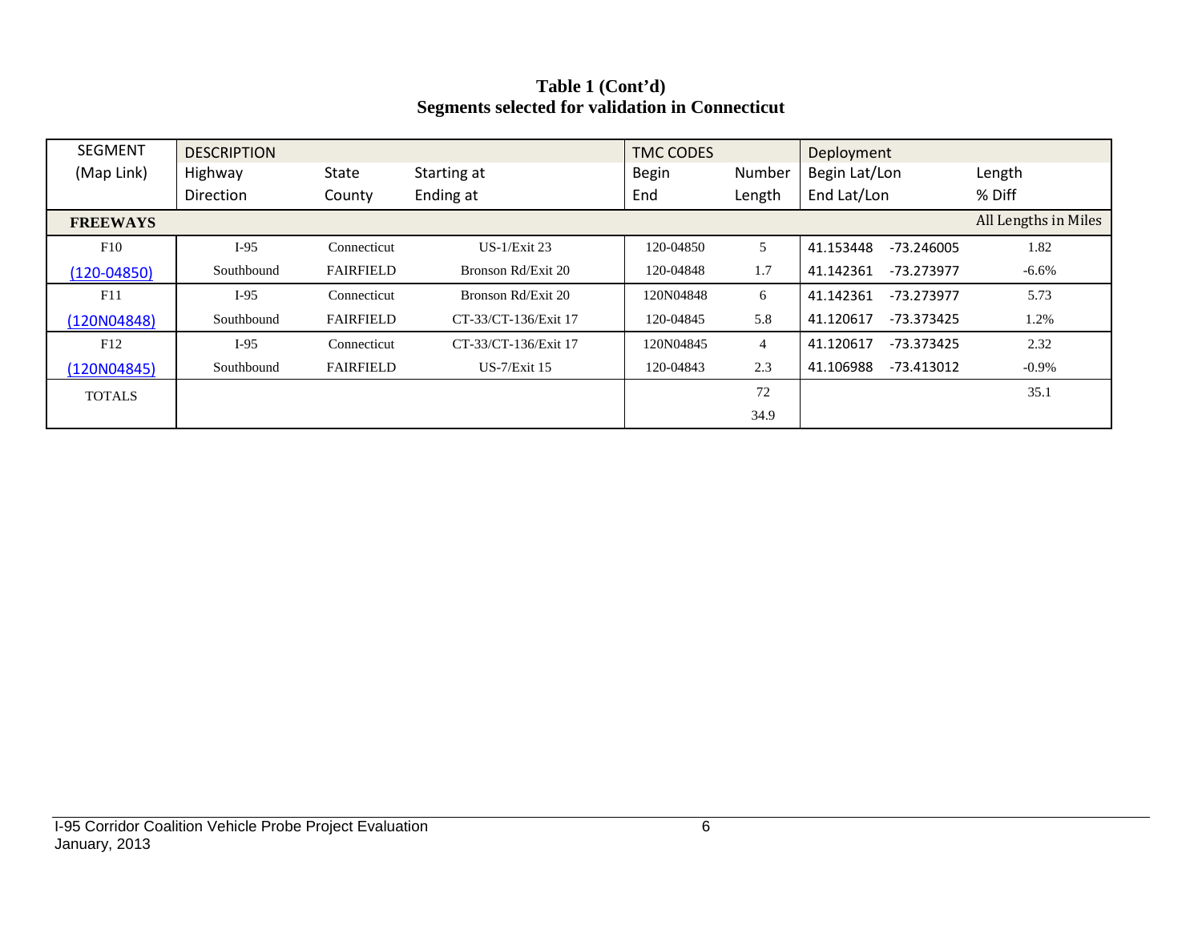**Table 1 (Cont'd)**
**Segments selected for validation in Connecticut**

| SEGMENT (Map Link) | DESCRIPTION Highway / Direction | State / County | Starting at / Ending at | TMC CODES Begin / End | Number / Length | Deployment Begin Lat/Lon / End Lat/Lon | | Length / % Diff |
|---|---|---|---|---|---|---|---|---|
| **FREEWAYS** | | | | | | | | All Lengths in Miles |
| F10 | I-95 | Connecticut | US-1/Exit 23 | 120-04850 | 5 | 41.153448 | -73.246005 | 1.82 |
| (120-04850) | Southbound | FAIRFIELD | Bronson Rd/Exit 20 | 120-04848 | 1.7 | 41.142361 | -73.273977 | -6.6% |
| F11 | I-95 | Connecticut | Bronson Rd/Exit 20 | 120N04848 | 6 | 41.142361 | -73.273977 | 5.73 |
| (120N04848) | Southbound | FAIRFIELD | CT-33/CT-136/Exit 17 | 120-04845 | 5.8 | 41.120617 | -73.373425 | 1.2% |
| F12 | I-95 | Connecticut | CT-33/CT-136/Exit 17 | 120N04845 | 4 | 41.120617 | -73.373425 | 2.32 |
| (120N04845) | Southbound | FAIRFIELD | US-7/Exit 15 | 120-04843 | 2.3 | 41.106988 | -73.413012 | -0.9% |
| TOTALS | | | | | 72 | | | 35.1 |
| | | | | | 34.9 | | | |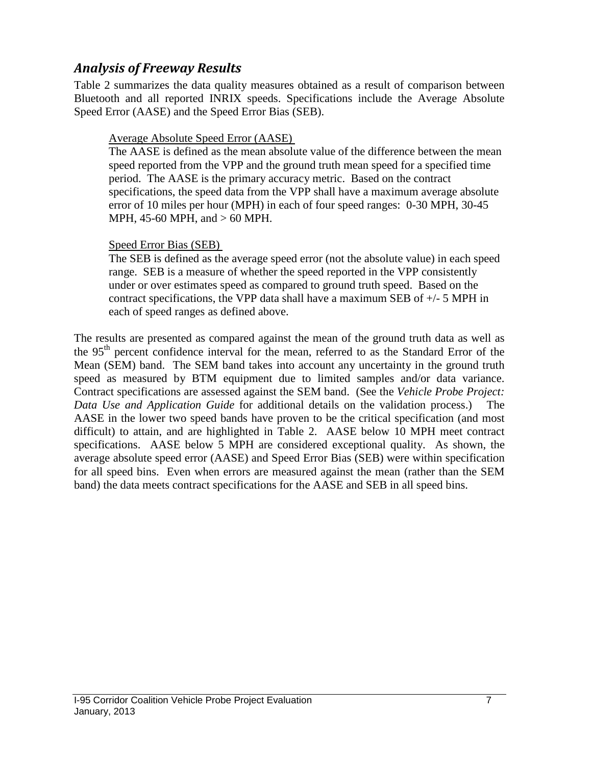## *Analysis of Freeway Results*

Table 2 summarizes the data quality measures obtained as a result of comparison between Bluetooth and all reported INRIX speeds. Specifications include the Average Absolute Speed Error (AASE) and the Speed Error Bias (SEB).

> <u>Average Absolute Speed Error (AASE)</u>
> The AASE is defined as the mean absolute value of the difference between the mean speed reported from the VPP and the ground truth mean speed for a specified time period. The AASE is the primary accuracy metric. Based on the contract specifications, the speed data from the VPP shall have a maximum average absolute error of 10 miles per hour (MPH) in each of four speed ranges: 0-30 MPH, 30-45 MPH, 45-60 MPH, and > 60 MPH.
>
> <u>Speed Error Bias (SEB)</u>
> The SEB is defined as the average speed error (not the absolute value) in each speed range. SEB is a measure of whether the speed reported in the VPP consistently under or over estimates speed as compared to ground truth speed. Based on the contract specifications, the VPP data shall have a maximum SEB of +/- 5 MPH in each of speed ranges as defined above.

The results are presented as compared against the mean of the ground truth data as well as the 95th percent confidence interval for the mean, referred to as the Standard Error of the Mean (SEM) band. The SEM band takes into account any uncertainty in the ground truth speed as measured by BTM equipment due to limited samples and/or data variance. Contract specifications are assessed against the SEM band. (See the *Vehicle Probe Project: Data Use and Application Guide* for additional details on the validation process.) The AASE in the lower two speed bands have proven to be the critical specification (and most difficult) to attain, and are highlighted in Table 2. AASE below 10 MPH meet contract specifications. AASE below 5 MPH are considered exceptional quality. As shown, the average absolute speed error (AASE) and Speed Error Bias (SEB) were within specification for all speed bins. Even when errors are measured against the mean (rather than the SEM band) the data meets contract specifications for the AASE and SEB in all speed bins.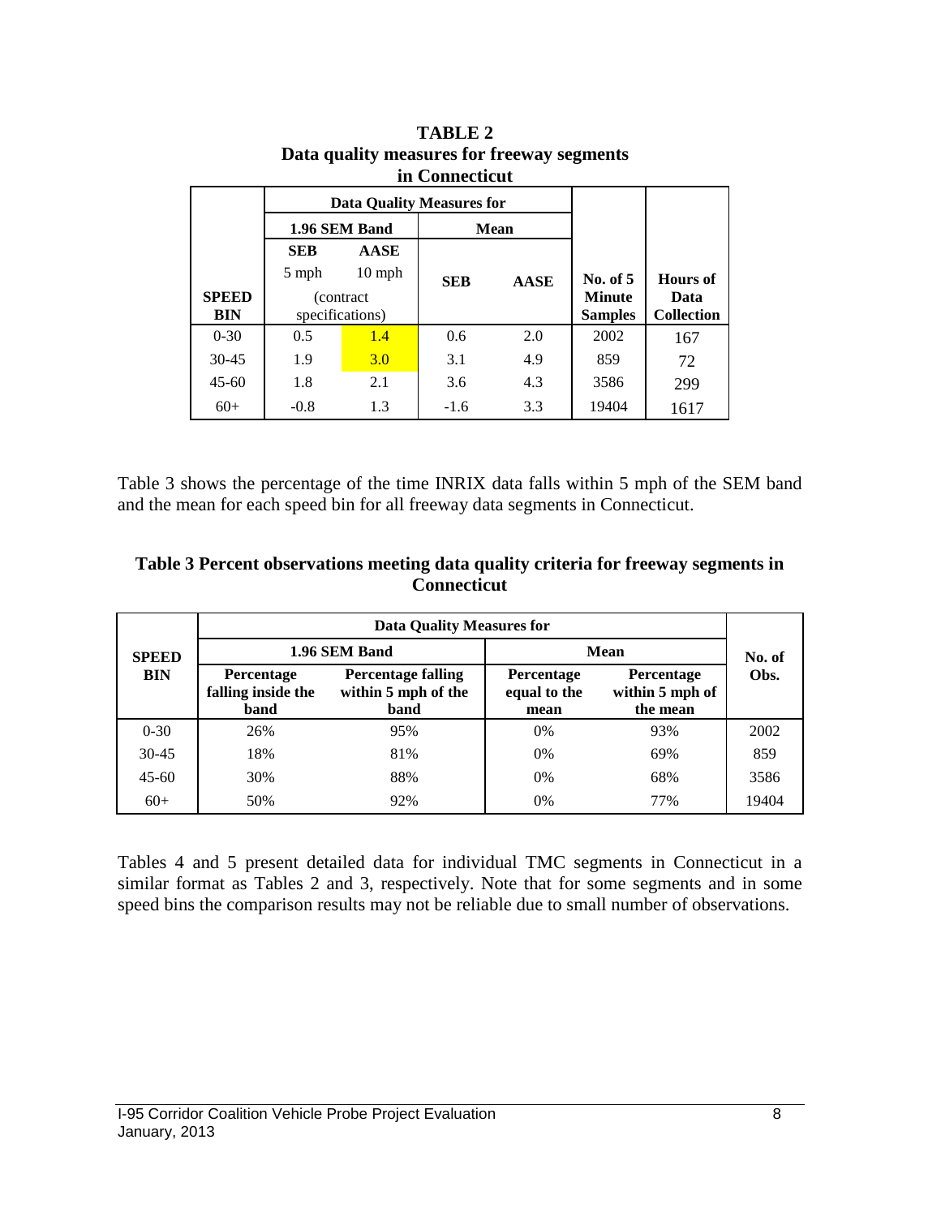**TABLE 2**
**Data quality measures for freeway segments in Connecticut**

| SPEED BIN | Data Quality Measures for | | | | No. of 5 Minute Samples | Hours of Data Collection |
|---|---|---|---|---|---|---|
| | 1.96 SEM Band | | Mean | | | |
| | SEB 5 mph (contract specifications) | AASE 10 mph (contract specifications) | SEB | AASE | | |
| 0-30 | 0.5 | 1.4 | 0.6 | 2.0 | 2002 | 167 |
| 30-45 | 1.9 | 3.0 | 3.1 | 4.9 | 859 | 72 |
| 45-60 | 1.8 | 2.1 | 3.6 | 4.3 | 3586 | 299 |
| 60+ | -0.8 | 1.3 | -1.6 | 3.3 | 19404 | 1617 |

Table 3 shows the percentage of the time INRIX data falls within 5 mph of the SEM band and the mean for each speed bin for all freeway data segments in Connecticut.

**Table 3 Percent observations meeting data quality criteria for freeway segments in Connecticut**

| SPEED BIN | Data Quality Measures for | | | | No. of Obs. |
|---|---|---|---|---|---|
| | 1.96 SEM Band | | Mean | | |
| | Percentage falling inside the band | Percentage falling within 5 mph of the band | Percentage equal to the mean | Percentage within 5 mph of the mean | |
| 0-30 | 26% | 95% | 0% | 93% | 2002 |
| 30-45 | 18% | 81% | 0% | 69% | 859 |
| 45-60 | 30% | 88% | 0% | 68% | 3586 |
| 60+ | 50% | 92% | 0% | 77% | 19404 |

Tables 4 and 5 present detailed data for individual TMC segments in Connecticut in a similar format as Tables 2 and 3, respectively. Note that for some segments and in some speed bins the comparison results may not be reliable due to small number of observations.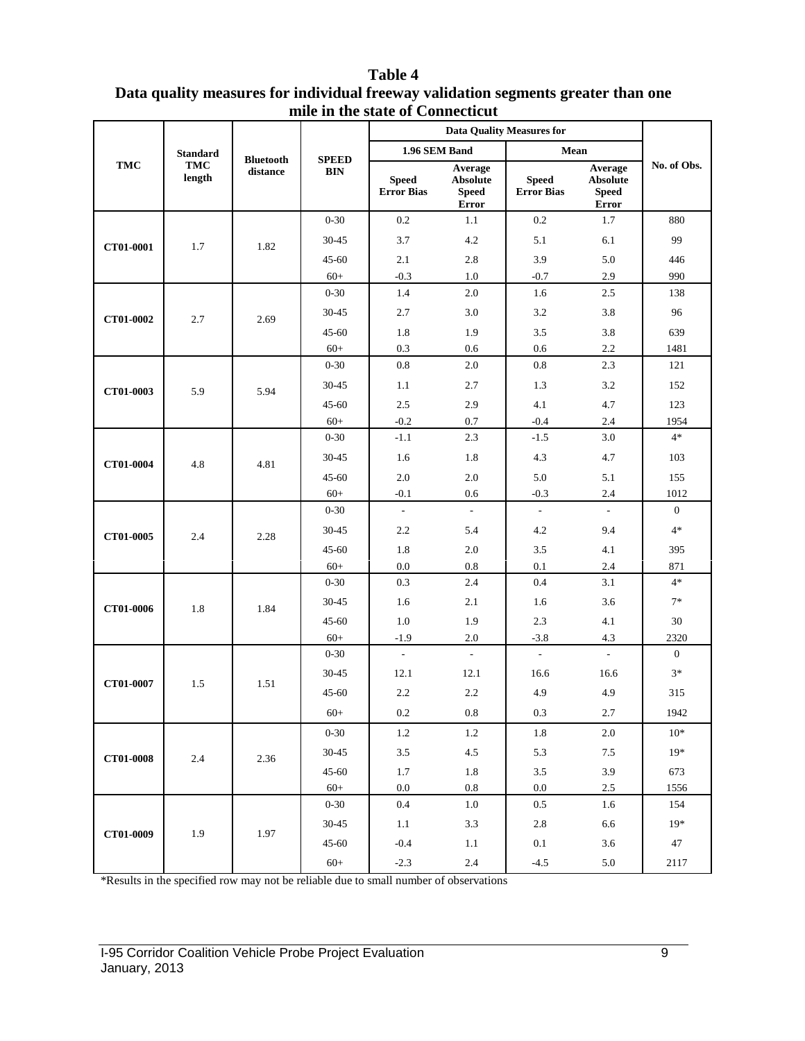**Table 4**
**Data quality measures for individual freeway validation segments greater than one mile in the state of Connecticut**

| TMC | Standard TMC length | Bluetooth distance | SPEED BIN | Data Quality Measures for | | | | No. of Obs. |
|---|---|---|---|---|---|---|---|---|
| | | | | 1.96 SEM Band | | Mean | | |
| | | | | Speed Error Bias | Average Absolute Speed Error | Speed Error Bias | Average Absolute Speed Error | |
| CT01-0001 | 1.7 | 1.82 | 0-30 | 0.2 | 1.1 | 0.2 | 1.7 | 880 |
| | | | 30-45 | 3.7 | 4.2 | 5.1 | 6.1 | 99 |
| | | | 45-60 | 2.1 | 2.8 | 3.9 | 5.0 | 446 |
| | | | 60+ | -0.3 | 1.0 | -0.7 | 2.9 | 990 |
| CT01-0002 | 2.7 | 2.69 | 0-30 | 1.4 | 2.0 | 1.6 | 2.5 | 138 |
| | | | 30-45 | 2.7 | 3.0 | 3.2 | 3.8 | 96 |
| | | | 45-60 | 1.8 | 1.9 | 3.5 | 3.8 | 639 |
| | | | 60+ | 0.3 | 0.6 | 0.6 | 2.2 | 1481 |
| CT01-0003 | 5.9 | 5.94 | 0-30 | 0.8 | 2.0 | 0.8 | 2.3 | 121 |
| | | | 30-45 | 1.1 | 2.7 | 1.3 | 3.2 | 152 |
| | | | 45-60 | 2.5 | 2.9 | 4.1 | 4.7 | 123 |
| | | | 60+ | -0.2 | 0.7 | -0.4 | 2.4 | 1954 |
| CT01-0004 | 4.8 | 4.81 | 0-30 | -1.1 | 2.3 | -1.5 | 3.0 | 4* |
| | | | 30-45 | 1.6 | 1.8 | 4.3 | 4.7 | 103 |
| | | | 45-60 | 2.0 | 2.0 | 5.0 | 5.1 | 155 |
| | | | 60+ | -0.1 | 0.6 | -0.3 | 2.4 | 1012 |
| CT01-0005 | 2.4 | 2.28 | 0-30 | - | - | - | - | 0 |
| | | | 30-45 | 2.2 | 5.4 | 4.2 | 9.4 | 4* |
| | | | 45-60 | 1.8 | 2.0 | 3.5 | 4.1 | 395 |
| | | | 60+ | 0.0 | 0.8 | 0.1 | 2.4 | 871 |
| CT01-0006 | 1.8 | 1.84 | 0-30 | 0.3 | 2.4 | 0.4 | 3.1 | 4* |
| | | | 30-45 | 1.6 | 2.1 | 1.6 | 3.6 | 7* |
| | | | 45-60 | 1.0 | 1.9 | 2.3 | 4.1 | 30 |
| | | | 60+ | -1.9 | 2.0 | -3.8 | 4.3 | 2320 |
| CT01-0007 | 1.5 | 1.51 | 0-30 | - | - | - | - | 0 |
| | | | 30-45 | 12.1 | 12.1 | 16.6 | 16.6 | 3* |
| | | | 45-60 | 2.2 | 2.2 | 4.9 | 4.9 | 315 |
| | | | 60+ | 0.2 | 0.8 | 0.3 | 2.7 | 1942 |
| CT01-0008 | 2.4 | 2.36 | 0-30 | 1.2 | 1.2 | 1.8 | 2.0 | 10* |
| | | | 30-45 | 3.5 | 4.5 | 5.3 | 7.5 | 19* |
| | | | 45-60 | 1.7 | 1.8 | 3.5 | 3.9 | 673 |
| | | | 60+ | 0.0 | 0.8 | 0.0 | 2.5 | 1556 |
| CT01-0009 | 1.9 | 1.97 | 0-30 | 0.4 | 1.0 | 0.5 | 1.6 | 154 |
| | | | 30-45 | 1.1 | 3.3 | 2.8 | 6.6 | 19* |
| | | | 45-60 | -0.4 | 1.1 | 0.1 | 3.6 | 47 |
| | | | 60+ | -2.3 | 2.4 | -4.5 | 5.0 | 2117 |

*Results in the specified row may not be reliable due to small number of observations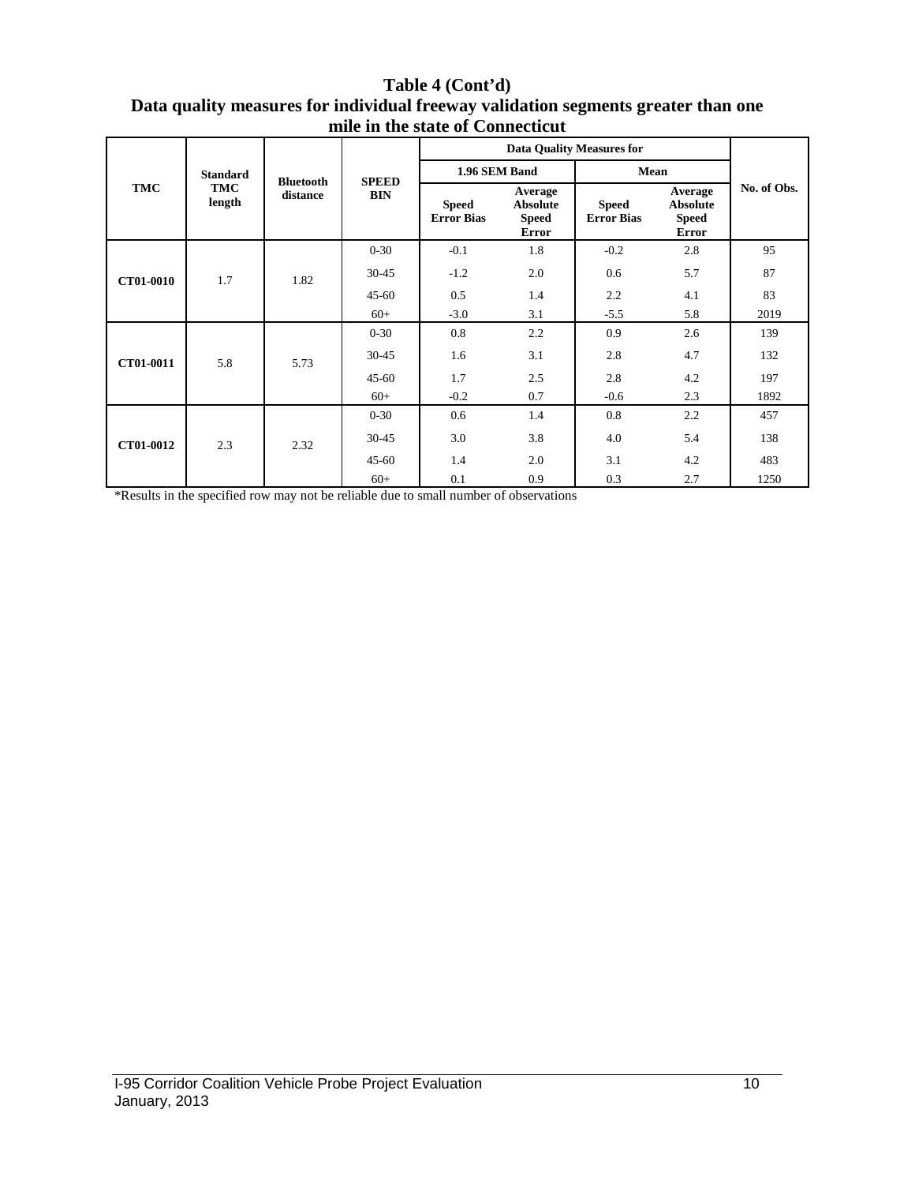**Table 4 (Cont'd)**
**Data quality measures for individual freeway validation segments greater than one mile in the state of Connecticut**

| TMC | Standard TMC length | Bluetooth distance | SPEED BIN | Data Quality Measures for | | | | No. of Obs. |
|---|---|---|---|---|---|---|---|---|
| | | | | 1.96 SEM Band | | Mean | | |
| | | | | Speed Error Bias | Average Absolute Speed Error | Speed Error Bias | Average Absolute Speed Error | |
| CT01-0010 | 1.7 | 1.82 | 0-30 | -0.1 | 1.8 | -0.2 | 2.8 | 95 |
| | | | 30-45 | -1.2 | 2.0 | 0.6 | 5.7 | 87 |
| | | | 45-60 | 0.5 | 1.4 | 2.2 | 4.1 | 83 |
| | | | 60+ | -3.0 | 3.1 | -5.5 | 5.8 | 2019 |
| CT01-0011 | 5.8 | 5.73 | 0-30 | 0.8 | 2.2 | 0.9 | 2.6 | 139 |
| | | | 30-45 | 1.6 | 3.1 | 2.8 | 4.7 | 132 |
| | | | 45-60 | 1.7 | 2.5 | 2.8 | 4.2 | 197 |
| | | | 60+ | -0.2 | 0.7 | -0.6 | 2.3 | 1892 |
| CT01-0012 | 2.3 | 2.32 | 0-30 | 0.6 | 1.4 | 0.8 | 2.2 | 457 |
| | | | 30-45 | 3.0 | 3.8 | 4.0 | 5.4 | 138 |
| | | | 45-60 | 1.4 | 2.0 | 3.1 | 4.2 | 483 |
| | | | 60+ | 0.1 | 0.9 | 0.3 | 2.7 | 1250 |

*Results in the specified row may not be reliable due to small number of observations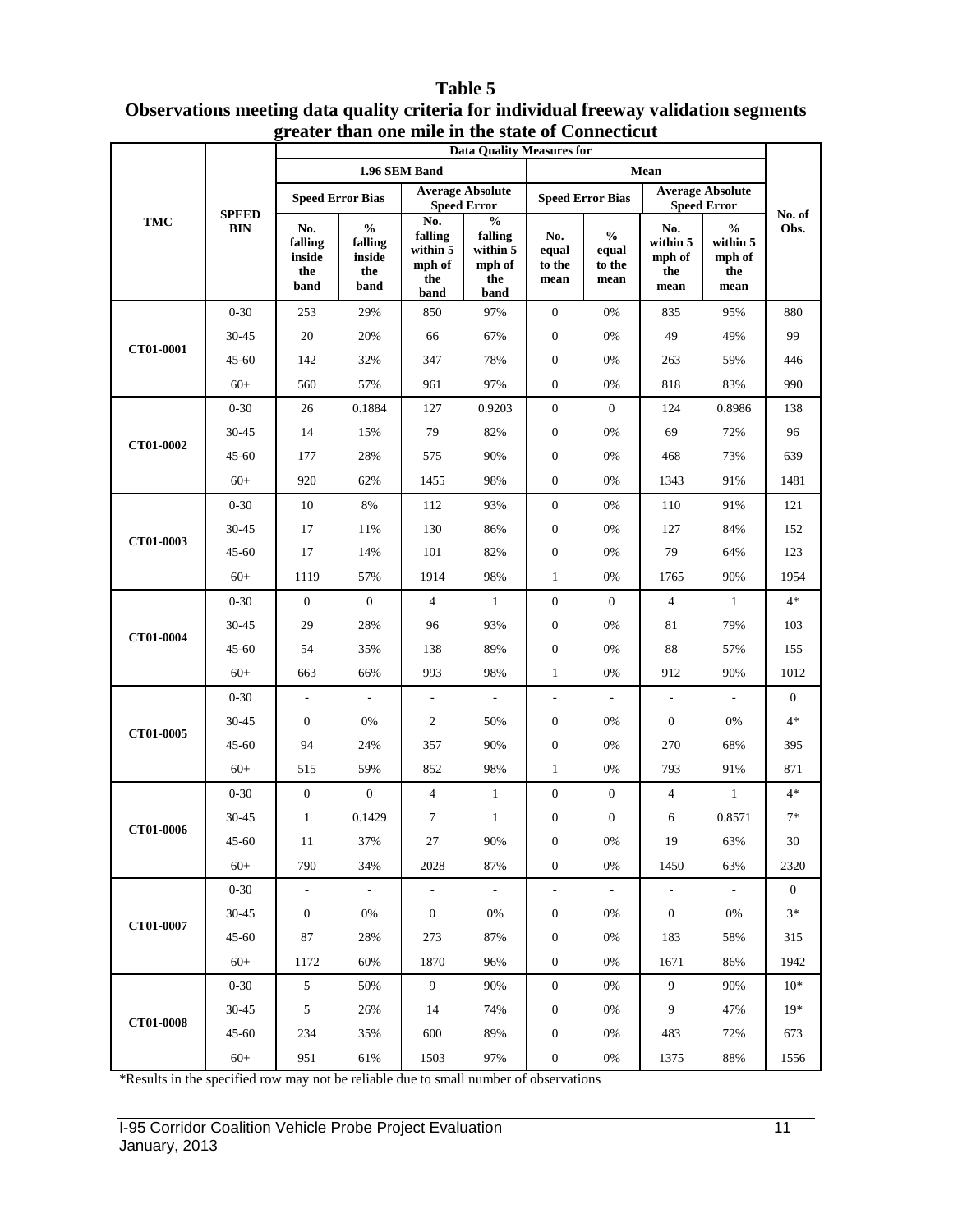**Table 5**
**Observations meeting data quality criteria for individual freeway validation segments greater than one mile in the state of Connecticut**

| TMC | SPEED BIN | Data Quality Measures for | | | | | | | | No. of Obs. |
|---|---|---|---|---|---|---|---|---|---|---|
| | | 1.96 SEM Band | | | | Mean | | | | |
| | | Speed Error Bias | | Average Absolute Speed Error | | Speed Error Bias | | Average Absolute Speed Error | | |
| | | No. falling inside the band | % falling inside the band | No. falling within 5 mph of the band | % falling within 5 mph of the band | No. equal to the mean | % equal to the mean | No. within 5 mph of the mean | % within 5 mph of the mean | |
| CT01-0001 | 0-30 | 253 | 29% | 850 | 97% | 0 | 0% | 835 | 95% | 880 |
| | 30-45 | 20 | 20% | 66 | 67% | 0 | 0% | 49 | 49% | 99 |
| | 45-60 | 142 | 32% | 347 | 78% | 0 | 0% | 263 | 59% | 446 |
| | 60+ | 560 | 57% | 961 | 97% | 0 | 0% | 818 | 83% | 990 |
| CT01-0002 | 0-30 | 26 | 0.1884 | 127 | 0.9203 | 0 | 0 | 124 | 0.8986 | 138 |
| | 30-45 | 14 | 15% | 79 | 82% | 0 | 0% | 69 | 72% | 96 |
| | 45-60 | 177 | 28% | 575 | 90% | 0 | 0% | 468 | 73% | 639 |
| | 60+ | 920 | 62% | 1455 | 98% | 0 | 0% | 1343 | 91% | 1481 |
| CT01-0003 | 0-30 | 10 | 8% | 112 | 93% | 0 | 0% | 110 | 91% | 121 |
| | 30-45 | 17 | 11% | 130 | 86% | 0 | 0% | 127 | 84% | 152 |
| | 45-60 | 17 | 14% | 101 | 82% | 0 | 0% | 79 | 64% | 123 |
| | 60+ | 1119 | 57% | 1914 | 98% | 1 | 0% | 1765 | 90% | 1954 |
| CT01-0004 | 0-30 | 0 | 0 | 4 | 1 | 0 | 0 | 4 | 1 | 4* |
| | 30-45 | 29 | 28% | 96 | 93% | 0 | 0% | 81 | 79% | 103 |
| | 45-60 | 54 | 35% | 138 | 89% | 0 | 0% | 88 | 57% | 155 |
| | 60+ | 663 | 66% | 993 | 98% | 1 | 0% | 912 | 90% | 1012 |
| CT01-0005 | 0-30 | - | - | - | - | - | - | - | - | 0 |
| | 30-45 | 0 | 0% | 2 | 50% | 0 | 0% | 0 | 0% | 4* |
| | 45-60 | 94 | 24% | 357 | 90% | 0 | 0% | 270 | 68% | 395 |
| | 60+ | 515 | 59% | 852 | 98% | 1 | 0% | 793 | 91% | 871 |
| CT01-0006 | 0-30 | 0 | 0 | 4 | 1 | 0 | 0 | 4 | 1 | 4* |
| | 30-45 | 1 | 0.1429 | 7 | 1 | 0 | 0 | 6 | 0.8571 | 7* |
| | 45-60 | 11 | 37% | 27 | 90% | 0 | 0% | 19 | 63% | 30 |
| | 60+ | 790 | 34% | 2028 | 87% | 0 | 0% | 1450 | 63% | 2320 |
| CT01-0007 | 0-30 | - | - | - | - | - | - | - | - | 0 |
| | 30-45 | 0 | 0% | 0 | 0% | 0 | 0% | 0 | 0% | 3* |
| | 45-60 | 87 | 28% | 273 | 87% | 0 | 0% | 183 | 58% | 315 |
| | 60+ | 1172 | 60% | 1870 | 96% | 0 | 0% | 1671 | 86% | 1942 |
| CT01-0008 | 0-30 | 5 | 50% | 9 | 90% | 0 | 0% | 9 | 90% | 10* |
| | 30-45 | 5 | 26% | 14 | 74% | 0 | 0% | 9 | 47% | 19* |
| | 45-60 | 234 | 35% | 600 | 89% | 0 | 0% | 483 | 72% | 673 |
| | 60+ | 951 | 61% | 1503 | 97% | 0 | 0% | 1375 | 88% | 1556 |

*Results in the specified row may not be reliable due to small number of observations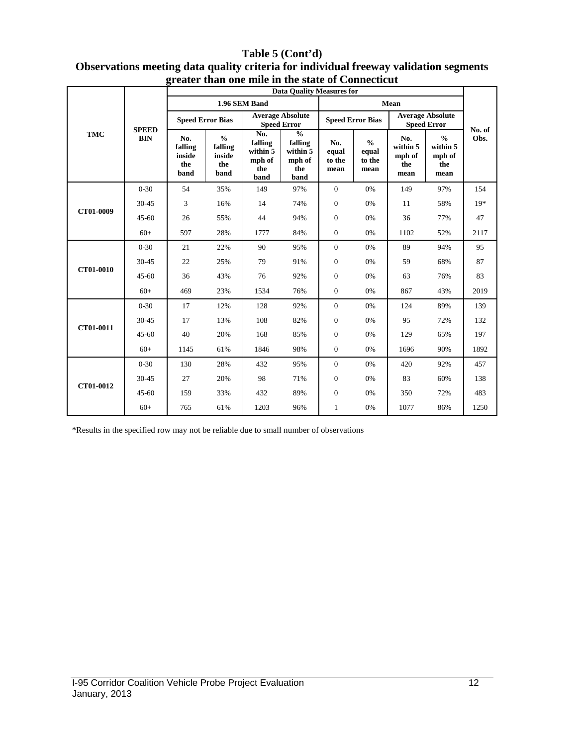# Table 5 (Cont'd)

## Observations meeting data quality criteria for individual freeway validation segments greater than one mile in the state of Connecticut

| TMC | SPEED BIN | Data Quality Measures for | | | | | | | | No. of Obs. |
|---|---|---|---|---|---|---|---|---|---|---|
| | | 1.96 SEM Band | | | | Mean | | | | |
| | | Speed Error Bias | | Average Absolute Speed Error | | Speed Error Bias | | Average Absolute Speed Error | | |
| | | No. falling inside the band | % falling inside the band | No. falling within 5 mph of the band | % falling within 5 mph of the band | No. equal to the mean | % equal to the mean | No. within 5 mph of the mean | % within 5 mph of the mean | |
| CT01-0009 | 0-30 | 54 | 35% | 149 | 97% | 0 | 0% | 149 | 97% | 154 |
| | 30-45 | 3 | 16% | 14 | 74% | 0 | 0% | 11 | 58% | 19* |
| | 45-60 | 26 | 55% | 44 | 94% | 0 | 0% | 36 | 77% | 47 |
| | 60+ | 597 | 28% | 1777 | 84% | 0 | 0% | 1102 | 52% | 2117 |
| CT01-0010 | 0-30 | 21 | 22% | 90 | 95% | 0 | 0% | 89 | 94% | 95 |
| | 30-45 | 22 | 25% | 79 | 91% | 0 | 0% | 59 | 68% | 87 |
| | 45-60 | 36 | 43% | 76 | 92% | 0 | 0% | 63 | 76% | 83 |
| | 60+ | 469 | 23% | 1534 | 76% | 0 | 0% | 867 | 43% | 2019 |
| CT01-0011 | 0-30 | 17 | 12% | 128 | 92% | 0 | 0% | 124 | 89% | 139 |
| | 30-45 | 17 | 13% | 108 | 82% | 0 | 0% | 95 | 72% | 132 |
| | 45-60 | 40 | 20% | 168 | 85% | 0 | 0% | 129 | 65% | 197 |
| | 60+ | 1145 | 61% | 1846 | 98% | 0 | 0% | 1696 | 90% | 1892 |
| CT01-0012 | 0-30 | 130 | 28% | 432 | 95% | 0 | 0% | 420 | 92% | 457 |
| | 30-45 | 27 | 20% | 98 | 71% | 0 | 0% | 83 | 60% | 138 |
| | 45-60 | 159 | 33% | 432 | 89% | 0 | 0% | 350 | 72% | 483 |
| | 60+ | 765 | 61% | 1203 | 96% | 1 | 0% | 1077 | 86% | 1250 |

*Results in the specified row may not be reliable due to small number of observations